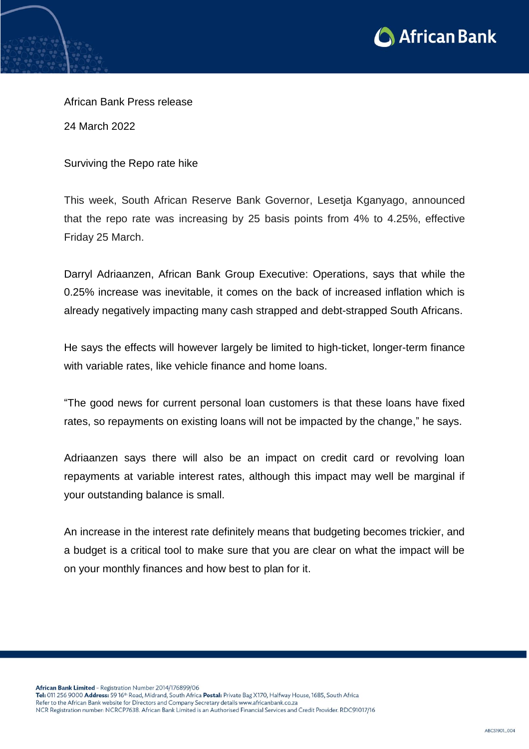African Bank Press release

24 March 2022

# Surviving the Repo rate hike

This week, South African Reserve Bank Governor, Lesetja Kganyago, announced that the repo rate was increasing by 25 basis points from 4% to 4.25%, effective Friday 25 March.

Darryl Adriaanzen, African Bank Group Executive: Operations, says that while the 0.25% increase was inevitable, it comes on the back of increased inflation which is already negatively impacting many cash strapped and debt-strapped South Africans.

He says the effects will however largely be limited to high-ticket, longer-term finance with variable rates, like vehicle finance and home loans.

"The good news for current personal loan customers is that these loans have fixed rates, so repayments on existing loans will not be impacted by the change," he says.

Adriaanzen says there will also be an impact on credit card or revolving loan repayments at variable interest rates, although this impact may well be marginal if your outstanding balance is small.

An increase in the interest rate definitely means that budgeting becomes trickier, and a budget is a critical tool to make sure that you are clear on what the impact will be on your monthly finances and how best to plan for it.

**African Bank Limited** - Registration Number 2014/176899/06
**Tel:** 011 256 9000 **Address:** 59 16th Road, Midrand, South Africa **Postal:** Private Bag X170, Halfway House, 1685, South Africa
Refer to the African Bank website for Directors and Company Secretary details www.africanbank.co.za
NCR Registration number: NCRCP7638. African Bank Limited is an Authorised Financial Services and Credit Provider. RDC91017/16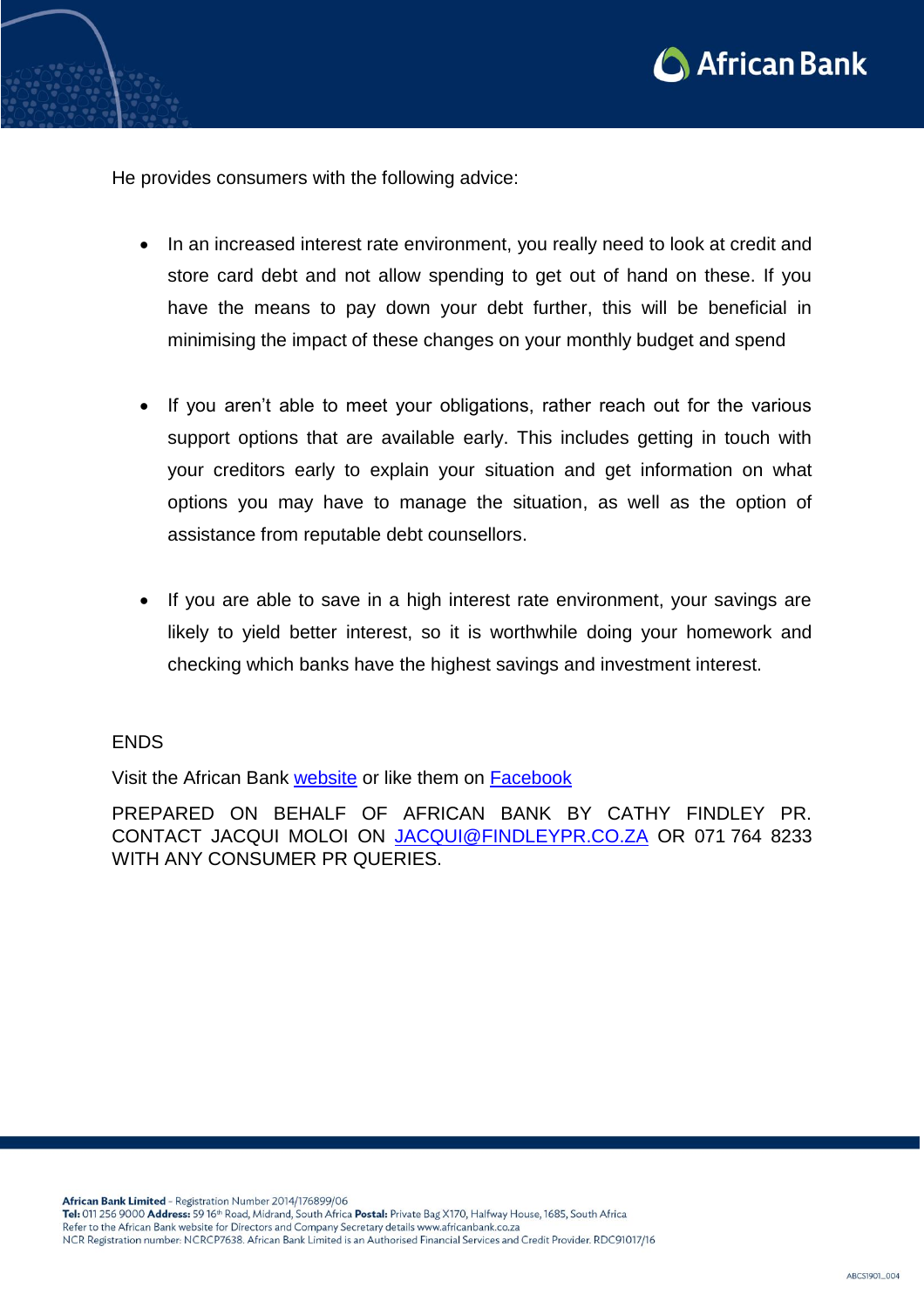He provides consumers with the following advice:

- In an increased interest rate environment, you really need to look at credit and store card debt and not allow spending to get out of hand on these. If you have the means to pay down your debt further, this will be beneficial in minimising the impact of these changes on your monthly budget and spend

- If you aren't able to meet your obligations, rather reach out for the various support options that are available early. This includes getting in touch with your creditors early to explain your situation and get information on what options you may have to manage the situation, as well as the option of assistance from reputable debt counsellors.

- If you are able to save in a high interest rate environment, your savings are likely to yield better interest, so it is worthwhile doing your homework and checking which banks have the highest savings and investment interest.

ENDS

Visit the African Bank website or like them on Facebook

PREPARED ON BEHALF OF AFRICAN BANK BY CATHY FINDLEY PR. CONTACT JACQUI MOLOI ON JACQUI@FINDLEYPR.CO.ZA OR 071 764 8233 WITH ANY CONSUMER PR QUERIES.

**African Bank Limited** - Registration Number 2014/176899/06
**Tel:** 011 256 9000 **Address:** 59 16th Road, Midrand, South Africa **Postal:** Private Bag X170, Halfway House, 1685, South Africa
Refer to the African Bank website for Directors and Company Secretary details www.africanbank.co.za
NCR Registration number: NCRCP7638. African Bank Limited is an Authorised Financial Services and Credit Provider. RDC91017/16

ABCS1901_004